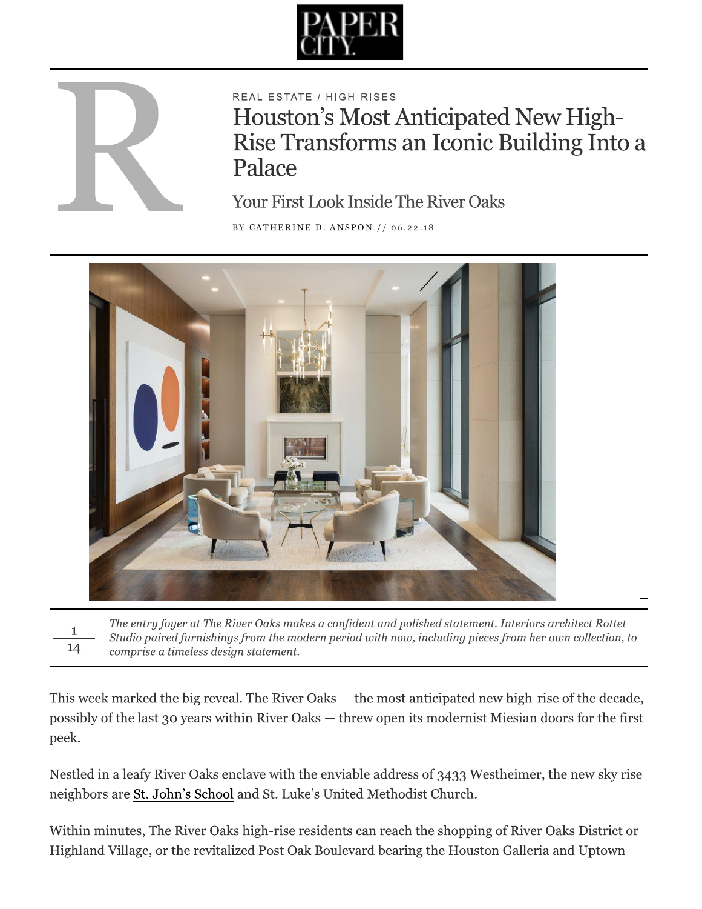REAL ESTATE / HIGH-RISES

# Houston's Most Anticipated New High-Rise Transforms an Iconic Building Into a Palace

## Your First Look Inside The River Oaks

BY CATHERINE D. ANSPON // 06.22.18

1/14 *The entry foyer at The River Oaks makes a confident and polished statement. Interiors architect Rottet Studio paired furnishings from the modern period with now, including pieces from her own collection, to comprise a timeless design statement.*

This week marked the big reveal. The River Oaks — the most anticipated new high-rise of the decade, possibly of the last 30 years within River Oaks — threw open its modernist Miesian doors for the first peek.

Nestled in a leafy River Oaks enclave with the enviable address of 3433 Westheimer, the new sky rise neighbors are St. John's School and St. Luke's United Methodist Church.

Within minutes, The River Oaks high-rise residents can reach the shopping of River Oaks District or Highland Village, or the revitalized Post Oak Boulevard bearing the Houston Galleria and Uptown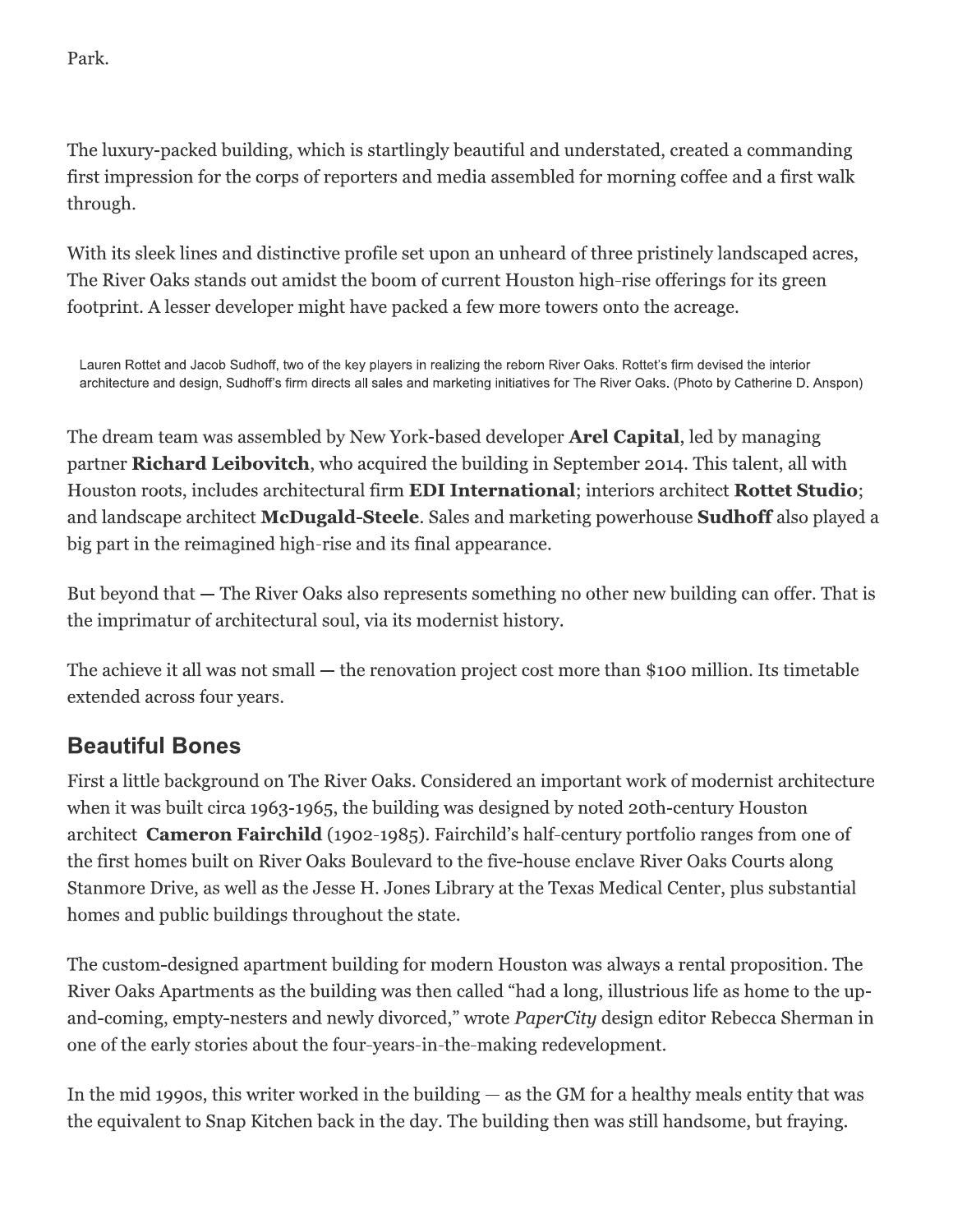Park.

The luxury-packed building, which is startlingly beautiful and understated, created a commanding first impression for the corps of reporters and media assembled for morning coffee and a first walk through.

With its sleek lines and distinctive profile set upon an unheard of three pristinely landscaped acres, The River Oaks stands out amidst the boom of current Houston high-rise offerings for its green footprint. A lesser developer might have packed a few more towers onto the acreage.

Lauren Rottet and Jacob Sudhoff, two of the key players in realizing the reborn River Oaks. Rottet's firm devised the interior architecture and design, Sudhoff's firm directs all sales and marketing initiatives for The River Oaks. (Photo by Catherine D. Anspon)

The dream team was assembled by New York-based developer **Arel Capital**, led by managing partner **Richard Leibovitch**, who acquired the building in September 2014. This talent, all with Houston roots, includes architectural firm **EDI International**; interiors architect **Rottet Studio**; and landscape architect **McDugald-Steele**. Sales and marketing powerhouse **Sudhoff** also played a big part in the reimagined high-rise and its final appearance.

But beyond that — The River Oaks also represents something no other new building can offer. That is the imprimatur of architectural soul, via its modernist history.

The achieve it all was not small — the renovation project cost more than $100 million. Its timetable extended across four years.

## Beautiful Bones

First a little background on The River Oaks. Considered an important work of modernist architecture when it was built circa 1963-1965, the building was designed by noted 20th-century Houston architect **Cameron Fairchild** (1902-1985). Fairchild's half-century portfolio ranges from one of the first homes built on River Oaks Boulevard to the five-house enclave River Oaks Courts along Stanmore Drive, as well as the Jesse H. Jones Library at the Texas Medical Center, plus substantial homes and public buildings throughout the state.

The custom-designed apartment building for modern Houston was always a rental proposition. The River Oaks Apartments as the building was then called "had a long, illustrious life as home to the up-and-coming, empty-nesters and newly divorced," wrote *PaperCity* design editor Rebecca Sherman in one of the early stories about the four-years-in-the-making redevelopment.

In the mid 1990s, this writer worked in the building — as the GM for a healthy meals entity that was the equivalent to Snap Kitchen back in the day. The building then was still handsome, but fraying.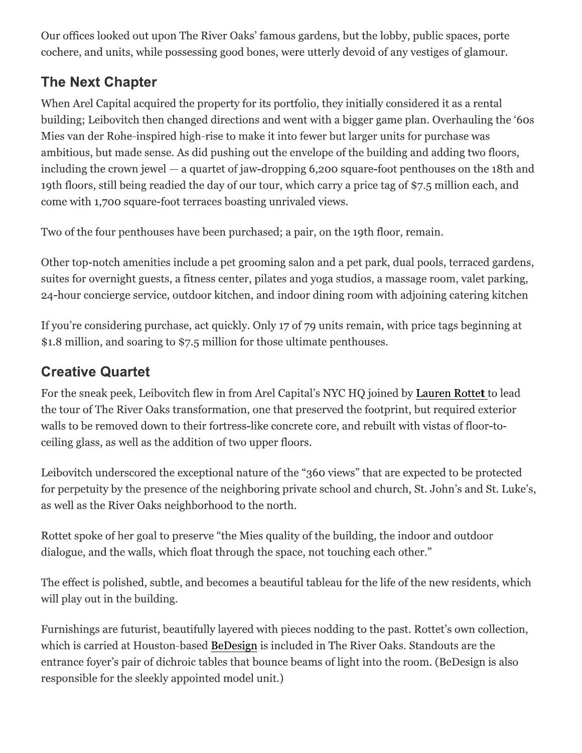Our offices looked out upon The River Oaks' famous gardens, but the lobby, public spaces, porte cochere, and units, while possessing good bones, were utterly devoid of any vestiges of glamour.

## The Next Chapter

When Arel Capital acquired the property for its portfolio, they initially considered it as a rental building; Leibovitch then changed directions and went with a bigger game plan. Overhauling the '60s Mies van der Rohe-inspired high-rise to make it into fewer but larger units for purchase was ambitious, but made sense. As did pushing out the envelope of the building and adding two floors, including the crown jewel — a quartet of jaw-dropping 6,200 square-foot penthouses on the 18th and 19th floors, still being readied the day of our tour, which carry a price tag of $7.5 million each, and come with 1,700 square-foot terraces boasting unrivaled views.

Two of the four penthouses have been purchased; a pair, on the 19th floor, remain.

Other top-notch amenities include a pet grooming salon and a pet park, dual pools, terraced gardens, suites for overnight guests, a fitness center, pilates and yoga studios, a massage room, valet parking, 24-hour concierge service, outdoor kitchen, and indoor dining room with adjoining catering kitchen

If you're considering purchase, act quickly. Only 17 of 79 units remain, with price tags beginning at $1.8 million, and soaring to $7.5 million for those ultimate penthouses.

## Creative Quartet

For the sneak peek, Leibovitch flew in from Arel Capital's NYC HQ joined by Lauren Rottet to lead the tour of The River Oaks transformation, one that preserved the footprint, but required exterior walls to be removed down to their fortress-like concrete core, and rebuilt with vistas of floor-to-ceiling glass, as well as the addition of two upper floors.

Leibovitch underscored the exceptional nature of the "360 views" that are expected to be protected for perpetuity by the presence of the neighboring private school and church, St. John's and St. Luke's, as well as the River Oaks neighborhood to the north.

Rottet spoke of her goal to preserve "the Mies quality of the building, the indoor and outdoor dialogue, and the walls, which float through the space, not touching each other."

The effect is polished, subtle, and becomes a beautiful tableau for the life of the new residents, which will play out in the building.

Furnishings are futurist, beautifully layered with pieces nodding to the past. Rottet's own collection, which is carried at Houston-based BeDesign is included in The River Oaks. Standouts are the entrance foyer's pair of dichroic tables that bounce beams of light into the room. (BeDesign is also responsible for the sleekly appointed model unit.)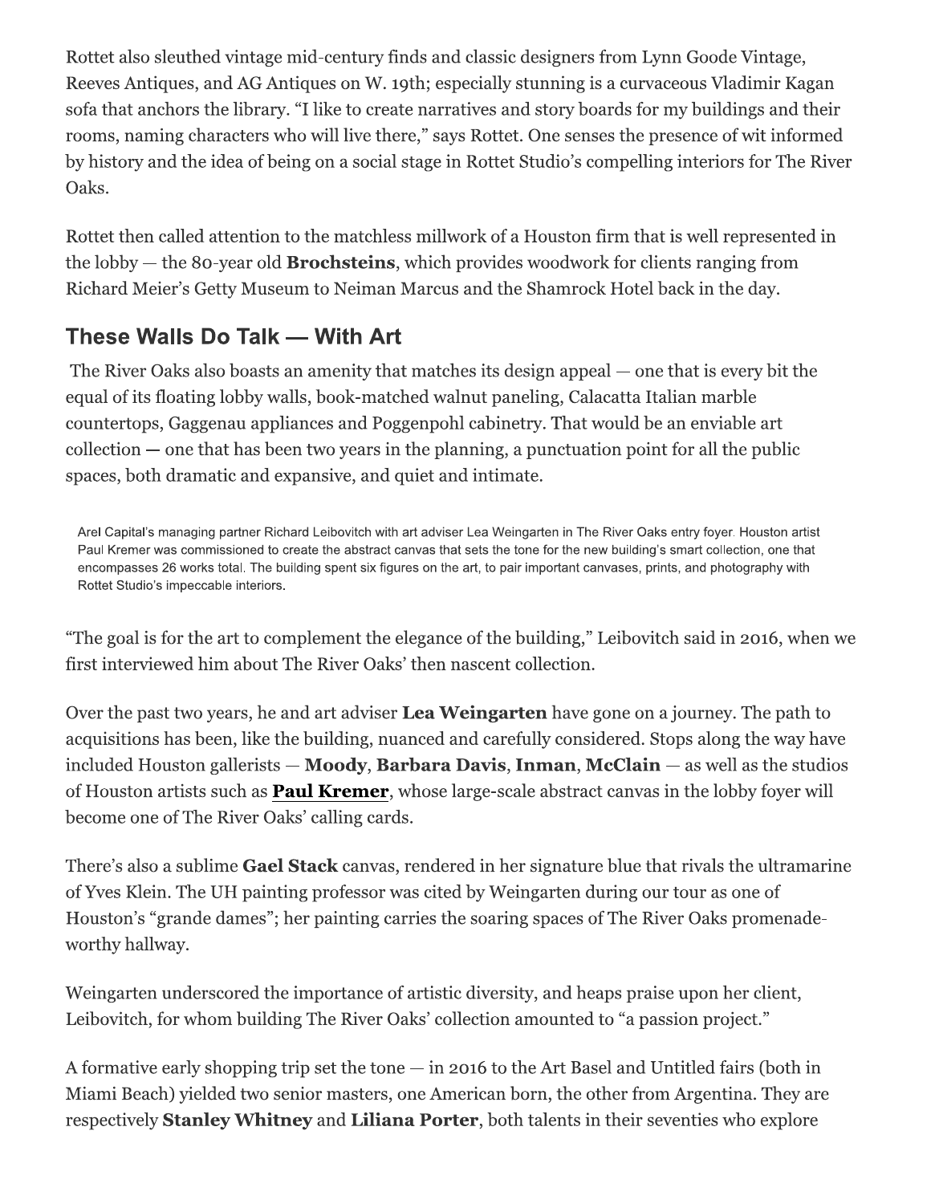Rottet also sleuthed vintage mid-century finds and classic designers from Lynn Goode Vintage, Reeves Antiques, and AG Antiques on W. 19th; especially stunning is a curvaceous Vladimir Kagan sofa that anchors the library. "I like to create narratives and story boards for my buildings and their rooms, naming characters who will live there," says Rottet. One senses the presence of wit informed by history and the idea of being on a social stage in Rottet Studio's compelling interiors for The River Oaks.

Rottet then called attention to the matchless millwork of a Houston firm that is well represented in the lobby — the 80-year old **Brochsteins**, which provides woodwork for clients ranging from Richard Meier's Getty Museum to Neiman Marcus and the Shamrock Hotel back in the day.

## These Walls Do Talk — With Art

The River Oaks also boasts an amenity that matches its design appeal — one that is every bit the equal of its floating lobby walls, book-matched walnut paneling, Calacatta Italian marble countertops, Gaggenau appliances and Poggenpohl cabinetry. That would be an enviable art collection — one that has been two years in the planning, a punctuation point for all the public spaces, both dramatic and expansive, and quiet and intimate.

Arel Capital's managing partner Richard Leibovitch with art adviser Lea Weingarten in The River Oaks entry foyer. Houston artist Paul Kremer was commissioned to create the abstract canvas that sets the tone for the new building's smart collection, one that encompasses 26 works total. The building spent six figures on the art, to pair important canvases, prints, and photography with Rottet Studio's impeccable interiors.

"The goal is for the art to complement the elegance of the building," Leibovitch said in 2016, when we first interviewed him about The River Oaks' then nascent collection.

Over the past two years, he and art adviser **Lea Weingarten** have gone on a journey. The path to acquisitions has been, like the building, nuanced and carefully considered. Stops along the way have included Houston gallerists — **Moody**, **Barbara Davis**, **Inman**, **McClain** — as well as the studios of Houston artists such as **Paul Kremer**, whose large-scale abstract canvas in the lobby foyer will become one of The River Oaks' calling cards.

There's also a sublime **Gael Stack** canvas, rendered in her signature blue that rivals the ultramarine of Yves Klein. The UH painting professor was cited by Weingarten during our tour as one of Houston's "grande dames"; her painting carries the soaring spaces of The River Oaks promenade-worthy hallway.

Weingarten underscored the importance of artistic diversity, and heaps praise upon her client, Leibovitch, for whom building The River Oaks' collection amounted to "a passion project."

A formative early shopping trip set the tone — in 2016 to the Art Basel and Untitled fairs (both in Miami Beach) yielded two senior masters, one American born, the other from Argentina. They are respectively **Stanley Whitney** and **Liliana Porter**, both talents in their seventies who explore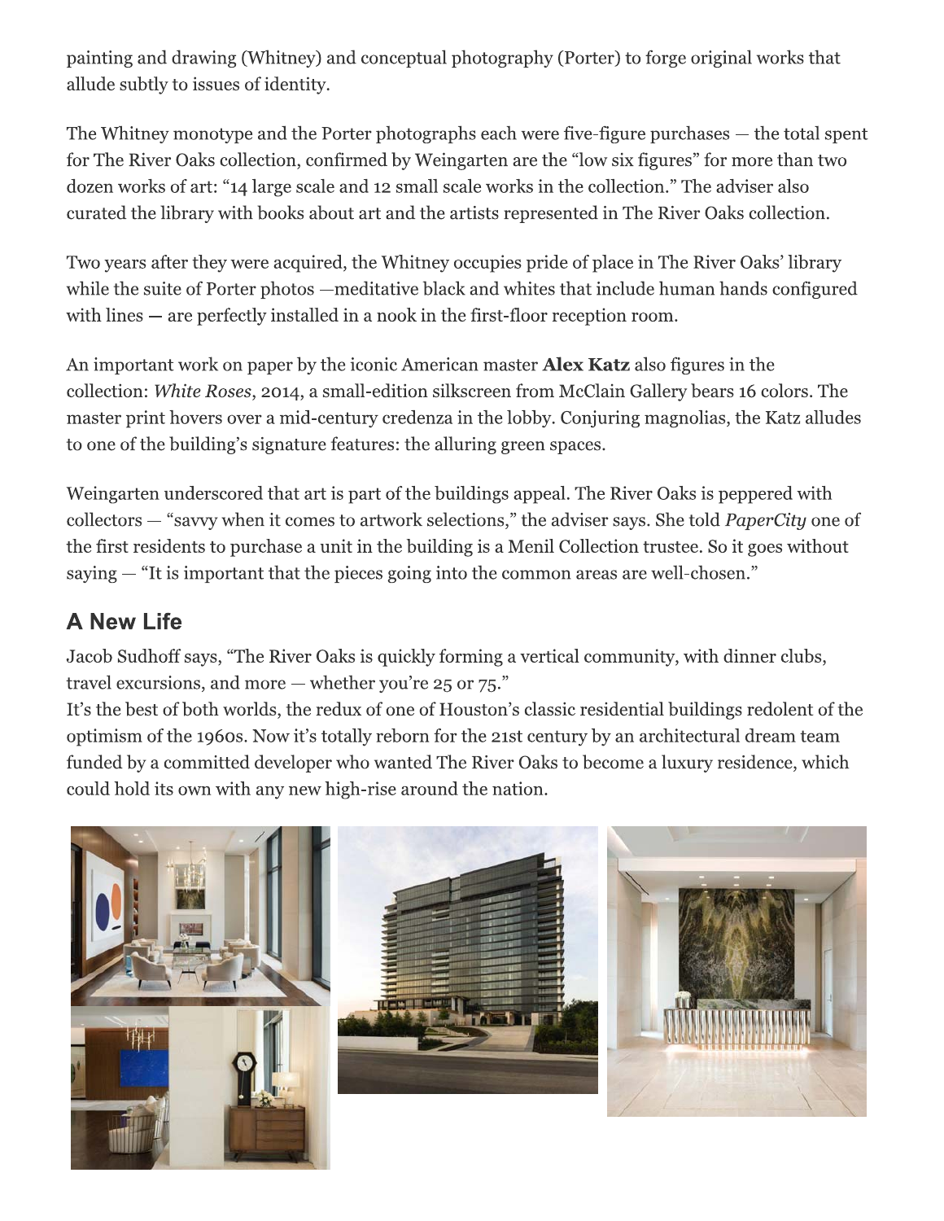painting and drawing (Whitney) and conceptual photography (Porter) to forge original works that allude subtly to issues of identity.

The Whitney monotype and the Porter photographs each were five-figure purchases — the total spent for The River Oaks collection, confirmed by Weingarten are the "low six figures" for more than two dozen works of art: "14 large scale and 12 small scale works in the collection." The adviser also curated the library with books about art and the artists represented in The River Oaks collection.

Two years after they were acquired, the Whitney occupies pride of place in The River Oaks' library while the suite of Porter photos —meditative black and whites that include human hands configured with lines — are perfectly installed in a nook in the first-floor reception room.

An important work on paper by the iconic American master **Alex Katz** also figures in the collection: *White Roses*, 2014, a small-edition silkscreen from McClain Gallery bears 16 colors. The master print hovers over a mid-century credenza in the lobby. Conjuring magnolias, the Katz alludes to one of the building's signature features: the alluring green spaces.

Weingarten underscored that art is part of the buildings appeal. The River Oaks is peppered with collectors — "savvy when it comes to artwork selections," the adviser says. She told *PaperCity* one of the first residents to purchase a unit in the building is a Menil Collection trustee. So it goes without saying — "It is important that the pieces going into the common areas are well-chosen."

## A New Life

Jacob Sudhoff says, "The River Oaks is quickly forming a vertical community, with dinner clubs, travel excursions, and more — whether you're 25 or 75."

It's the best of both worlds, the redux of one of Houston's classic residential buildings redolent of the optimism of the 1960s. Now it's totally reborn for the 21st century by an architectural dream team funded by a committed developer who wanted The River Oaks to become a luxury residence, which could hold its own with any new high-rise around the nation.